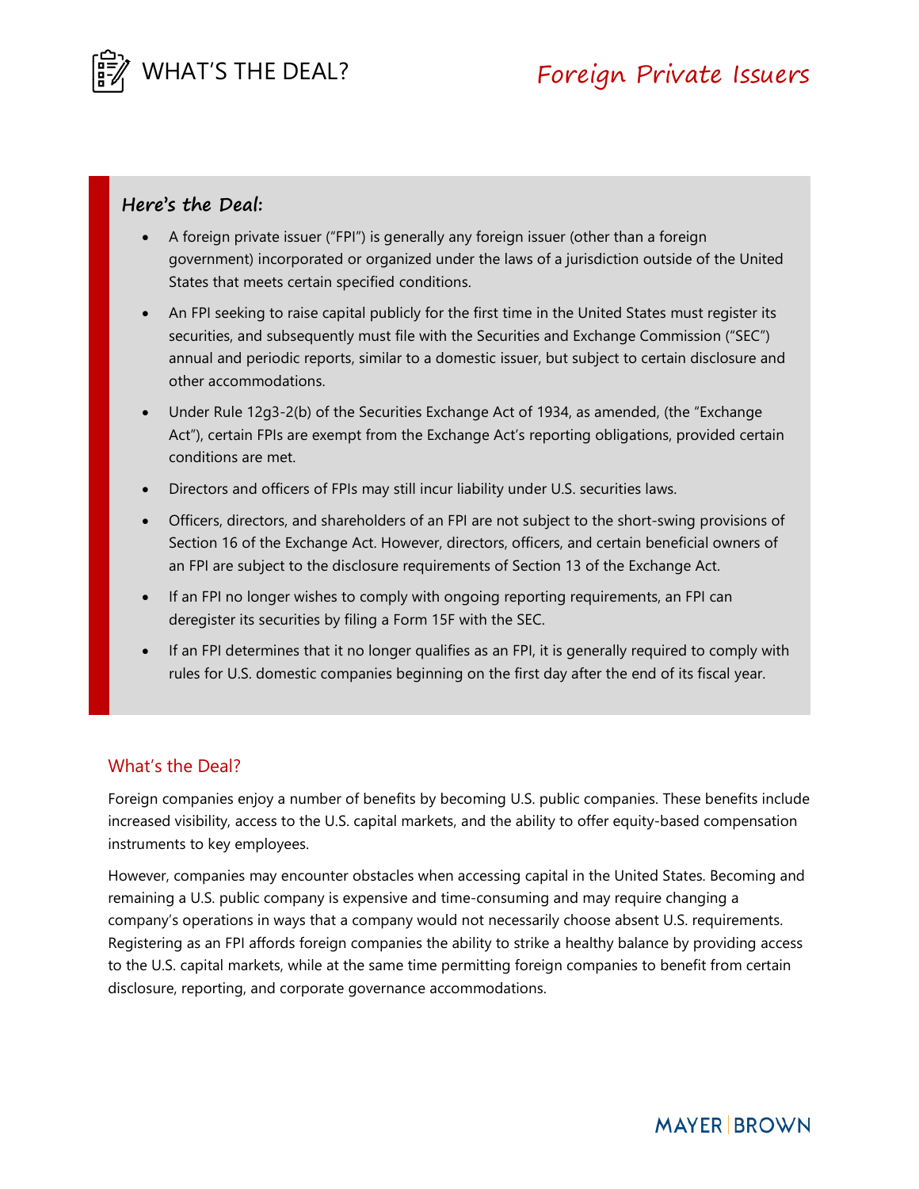# WHAT'S THE DEAL? Foreign Private Issuers

### Here's the Deal:

- A foreign private issuer ("FPI") is generally any foreign issuer (other than a foreign government) incorporated or organized under the laws of a jurisdiction outside of the United States that meets certain specified conditions.
- An FPI seeking to raise capital publicly for the first time in the United States must register its securities, and subsequently must file with the Securities and Exchange Commission ("SEC") annual and periodic reports, similar to a domestic issuer, but subject to certain disclosure and other accommodations.
- Under Rule 12g3-2(b) of the Securities Exchange Act of 1934, as amended, (the "Exchange Act"), certain FPIs are exempt from the Exchange Act's reporting obligations, provided certain conditions are met.
- Directors and officers of FPIs may still incur liability under U.S. securities laws.
- Officers, directors, and shareholders of an FPI are not subject to the short-swing provisions of Section 16 of the Exchange Act. However, directors, officers, and certain beneficial owners of an FPI are subject to the disclosure requirements of Section 13 of the Exchange Act.
- If an FPI no longer wishes to comply with ongoing reporting requirements, an FPI can deregister its securities by filing a Form 15F with the SEC.
- If an FPI determines that it no longer qualifies as an FPI, it is generally required to comply with rules for U.S. domestic companies beginning on the first day after the end of its fiscal year.

## What's the Deal?

Foreign companies enjoy a number of benefits by becoming U.S. public companies. These benefits include increased visibility, access to the U.S. capital markets, and the ability to offer equity-based compensation instruments to key employees.

However, companies may encounter obstacles when accessing capital in the United States. Becoming and remaining a U.S. public company is expensive and time-consuming and may require changing a company's operations in ways that a company would not necessarily choose absent U.S. requirements. Registering as an FPI affords foreign companies the ability to strike a healthy balance by providing access to the U.S. capital markets, while at the same time permitting foreign companies to benefit from certain disclosure, reporting, and corporate governance accommodations.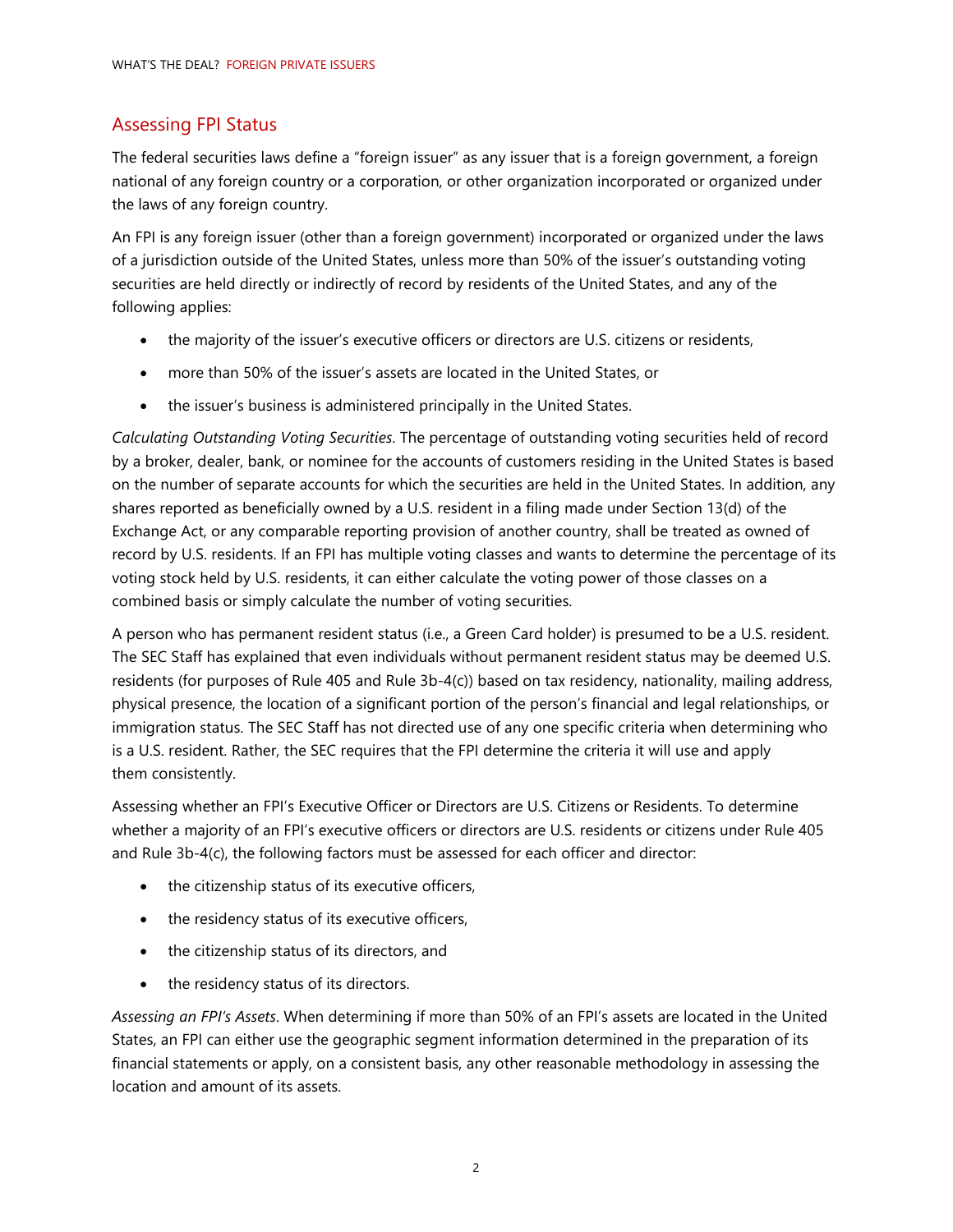## Assessing FPI Status

The federal securities laws define a "foreign issuer" as any issuer that is a foreign government, a foreign national of any foreign country or a corporation, or other organization incorporated or organized under the laws of any foreign country.

An FPI is any foreign issuer (other than a foreign government) incorporated or organized under the laws of a jurisdiction outside of the United States, unless more than 50% of the issuer's outstanding voting securities are held directly or indirectly of record by residents of the United States, and any of the following applies:

- the majority of the issuer's executive officers or directors are U.S. citizens or residents,
- more than 50% of the issuer's assets are located in the United States, or
- the issuer's business is administered principally in the United States.

*Calculating Outstanding Voting Securities*. The percentage of outstanding voting securities held of record by a broker, dealer, bank, or nominee for the accounts of customers residing in the United States is based on the number of separate accounts for which the securities are held in the United States. In addition, any shares reported as beneficially owned by a U.S. resident in a filing made under Section 13(d) of the Exchange Act, or any comparable reporting provision of another country, shall be treated as owned of record by U.S. residents. If an FPI has multiple voting classes and wants to determine the percentage of its voting stock held by U.S. residents, it can either calculate the voting power of those classes on a combined basis or simply calculate the number of voting securities.

A person who has permanent resident status (i.e., a Green Card holder) is presumed to be a U.S. resident. The SEC Staff has explained that even individuals without permanent resident status may be deemed U.S. residents (for purposes of Rule 405 and Rule 3b-4(c)) based on tax residency, nationality, mailing address, physical presence, the location of a significant portion of the person's financial and legal relationships, or immigration status. The SEC Staff has not directed use of any one specific criteria when determining who is a U.S. resident. Rather, the SEC requires that the FPI determine the criteria it will use and apply them consistently.

Assessing whether an FPI's Executive Officer or Directors are U.S. Citizens or Residents. To determine whether a majority of an FPI's executive officers or directors are U.S. residents or citizens under Rule 405 and Rule 3b-4(c), the following factors must be assessed for each officer and director:

- the citizenship status of its executive officers,
- the residency status of its executive officers,
- the citizenship status of its directors, and
- the residency status of its directors.

*Assessing an FPI's Assets*. When determining if more than 50% of an FPI's assets are located in the United States, an FPI can either use the geographic segment information determined in the preparation of its financial statements or apply, on a consistent basis, any other reasonable methodology in assessing the location and amount of its assets.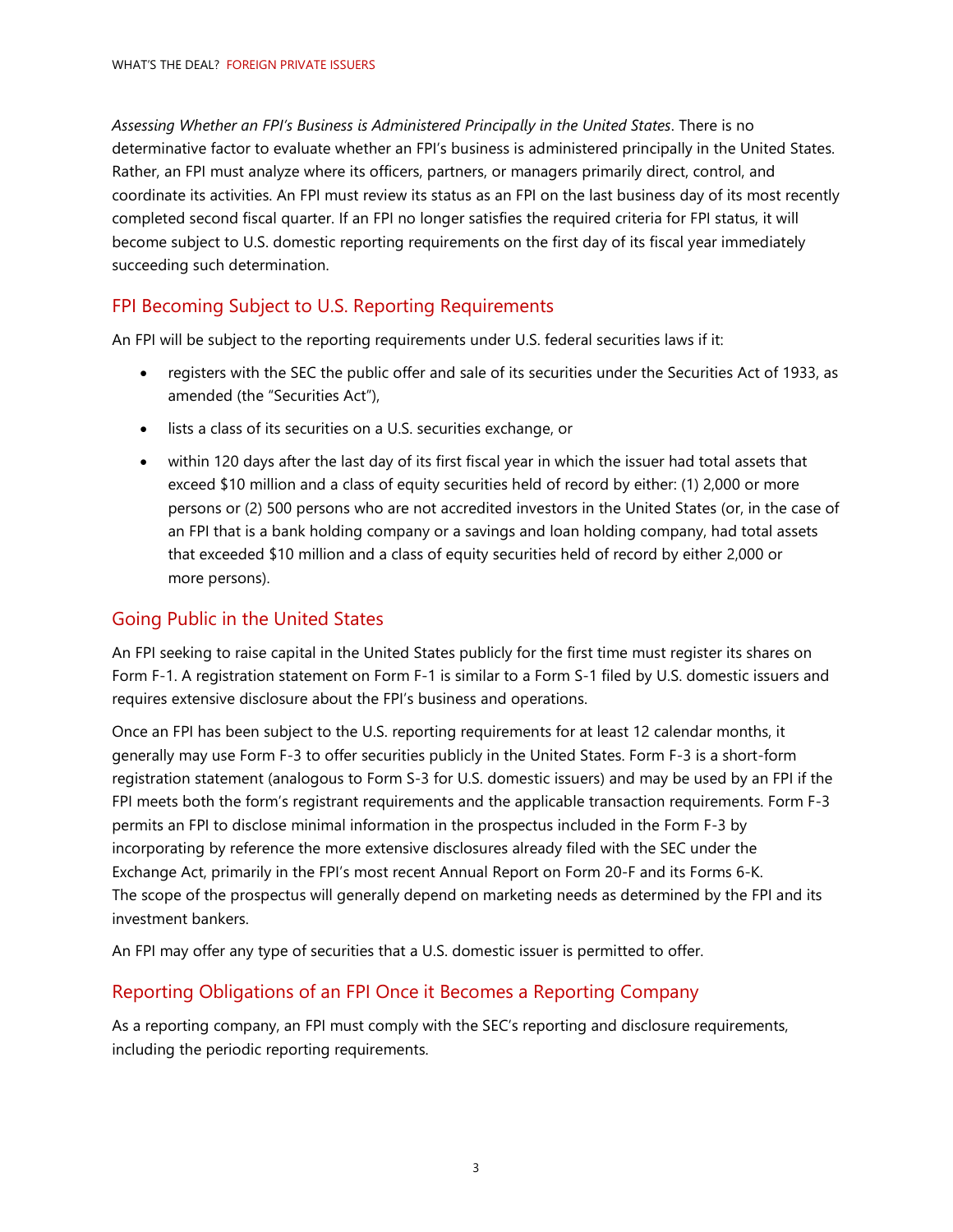*Assessing Whether an FPI's Business is Administered Principally in the United States*. There is no determinative factor to evaluate whether an FPI's business is administered principally in the United States. Rather, an FPI must analyze where its officers, partners, or managers primarily direct, control, and coordinate its activities. An FPI must review its status as an FPI on the last business day of its most recently completed second fiscal quarter. If an FPI no longer satisfies the required criteria for FPI status, it will become subject to U.S. domestic reporting requirements on the first day of its fiscal year immediately succeeding such determination.

## FPI Becoming Subject to U.S. Reporting Requirements

An FPI will be subject to the reporting requirements under U.S. federal securities laws if it:

- registers with the SEC the public offer and sale of its securities under the Securities Act of 1933, as amended (the "Securities Act"),
- lists a class of its securities on a U.S. securities exchange, or
- within 120 days after the last day of its first fiscal year in which the issuer had total assets that exceed $10 million and a class of equity securities held of record by either: (1) 2,000 or more persons or (2) 500 persons who are not accredited investors in the United States (or, in the case of an FPI that is a bank holding company or a savings and loan holding company, had total assets that exceeded $10 million and a class of equity securities held of record by either 2,000 or more persons).

## Going Public in the United States

An FPI seeking to raise capital in the United States publicly for the first time must register its shares on Form F-1. A registration statement on Form F-1 is similar to a Form S-1 filed by U.S. domestic issuers and requires extensive disclosure about the FPI's business and operations.

Once an FPI has been subject to the U.S. reporting requirements for at least 12 calendar months, it generally may use Form F-3 to offer securities publicly in the United States. Form F-3 is a short-form registration statement (analogous to Form S-3 for U.S. domestic issuers) and may be used by an FPI if the FPI meets both the form's registrant requirements and the applicable transaction requirements. Form F-3 permits an FPI to disclose minimal information in the prospectus included in the Form F-3 by incorporating by reference the more extensive disclosures already filed with the SEC under the Exchange Act, primarily in the FPI's most recent Annual Report on Form 20-F and its Forms 6-K. The scope of the prospectus will generally depend on marketing needs as determined by the FPI and its investment bankers.

An FPI may offer any type of securities that a U.S. domestic issuer is permitted to offer.

## Reporting Obligations of an FPI Once it Becomes a Reporting Company

As a reporting company, an FPI must comply with the SEC's reporting and disclosure requirements, including the periodic reporting requirements.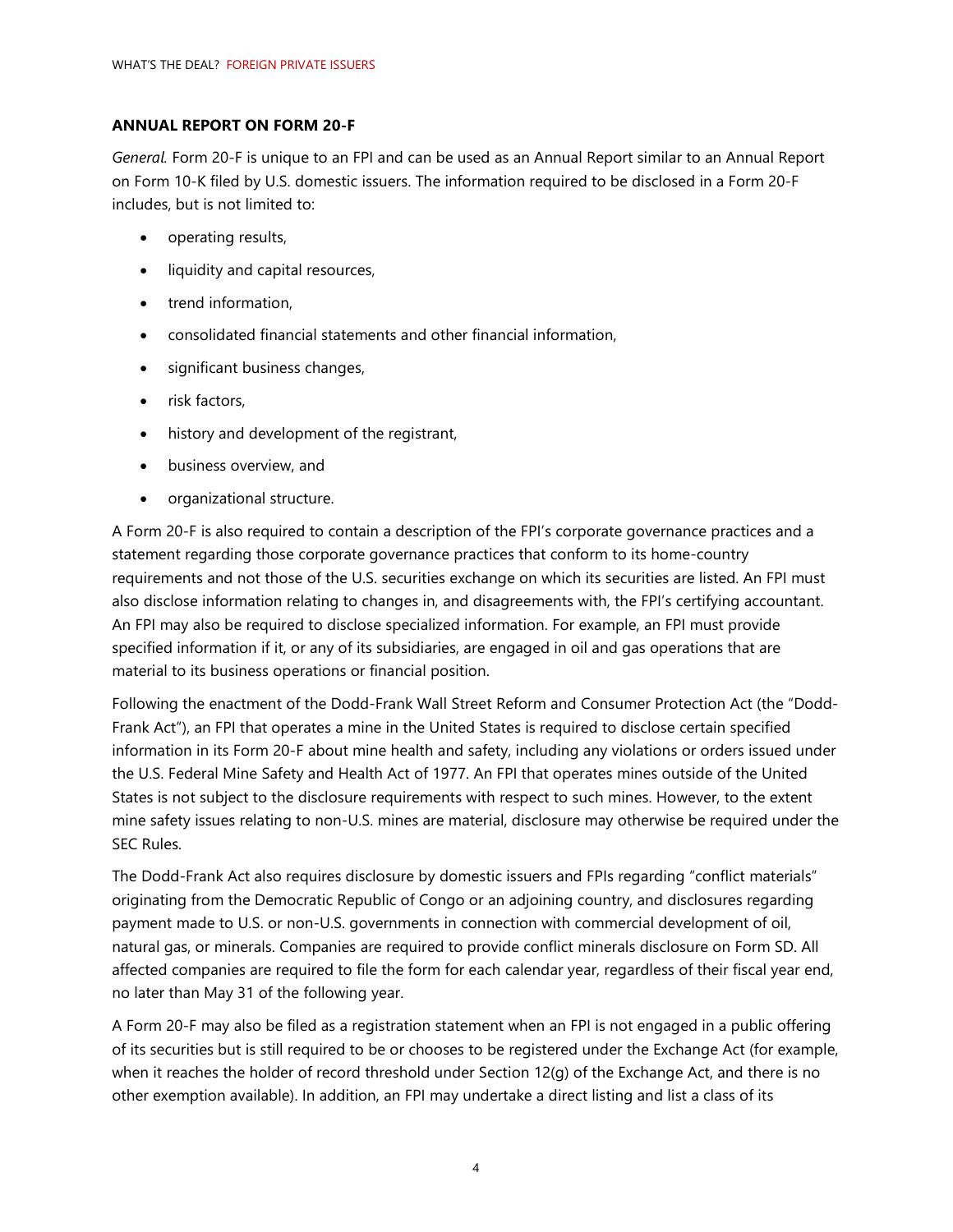### ANNUAL REPORT ON FORM 20-F

*General.* Form 20-F is unique to an FPI and can be used as an Annual Report similar to an Annual Report on Form 10-K filed by U.S. domestic issuers. The information required to be disclosed in a Form 20-F includes, but is not limited to:

- operating results,
- liquidity and capital resources,
- trend information,
- consolidated financial statements and other financial information,
- significant business changes,
- risk factors,
- history and development of the registrant,
- business overview, and
- organizational structure.

A Form 20-F is also required to contain a description of the FPI's corporate governance practices and a statement regarding those corporate governance practices that conform to its home-country requirements and not those of the U.S. securities exchange on which its securities are listed. An FPI must also disclose information relating to changes in, and disagreements with, the FPI's certifying accountant. An FPI may also be required to disclose specialized information. For example, an FPI must provide specified information if it, or any of its subsidiaries, are engaged in oil and gas operations that are material to its business operations or financial position.

Following the enactment of the Dodd-Frank Wall Street Reform and Consumer Protection Act (the "Dodd-Frank Act"), an FPI that operates a mine in the United States is required to disclose certain specified information in its Form 20-F about mine health and safety, including any violations or orders issued under the U.S. Federal Mine Safety and Health Act of 1977. An FPI that operates mines outside of the United States is not subject to the disclosure requirements with respect to such mines. However, to the extent mine safety issues relating to non-U.S. mines are material, disclosure may otherwise be required under the SEC Rules.

The Dodd-Frank Act also requires disclosure by domestic issuers and FPIs regarding "conflict materials" originating from the Democratic Republic of Congo or an adjoining country, and disclosures regarding payment made to U.S. or non-U.S. governments in connection with commercial development of oil, natural gas, or minerals. Companies are required to provide conflict minerals disclosure on Form SD. All affected companies are required to file the form for each calendar year, regardless of their fiscal year end, no later than May 31 of the following year.

A Form 20-F may also be filed as a registration statement when an FPI is not engaged in a public offering of its securities but is still required to be or chooses to be registered under the Exchange Act (for example, when it reaches the holder of record threshold under Section 12(g) of the Exchange Act, and there is no other exemption available). In addition, an FPI may undertake a direct listing and list a class of its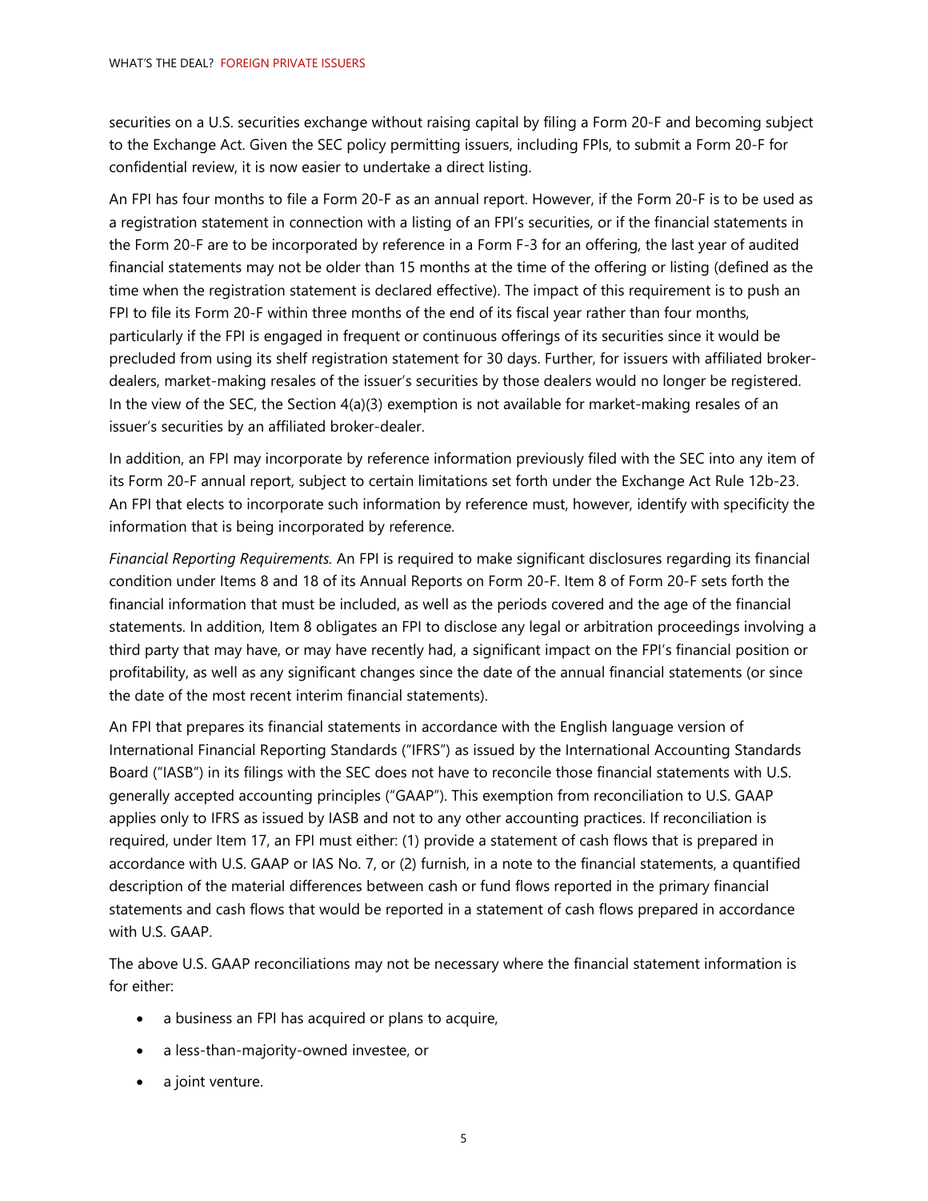securities on a U.S. securities exchange without raising capital by filing a Form 20-F and becoming subject to the Exchange Act. Given the SEC policy permitting issuers, including FPIs, to submit a Form 20-F for confidential review, it is now easier to undertake a direct listing.

An FPI has four months to file a Form 20-F as an annual report. However, if the Form 20-F is to be used as a registration statement in connection with a listing of an FPI's securities, or if the financial statements in the Form 20-F are to be incorporated by reference in a Form F-3 for an offering, the last year of audited financial statements may not be older than 15 months at the time of the offering or listing (defined as the time when the registration statement is declared effective). The impact of this requirement is to push an FPI to file its Form 20-F within three months of the end of its fiscal year rather than four months, particularly if the FPI is engaged in frequent or continuous offerings of its securities since it would be precluded from using its shelf registration statement for 30 days. Further, for issuers with affiliated broker-dealers, market-making resales of the issuer's securities by those dealers would no longer be registered. In the view of the SEC, the Section 4(a)(3) exemption is not available for market-making resales of an issuer's securities by an affiliated broker-dealer.

In addition, an FPI may incorporate by reference information previously filed with the SEC into any item of its Form 20-F annual report, subject to certain limitations set forth under the Exchange Act Rule 12b-23. An FPI that elects to incorporate such information by reference must, however, identify with specificity the information that is being incorporated by reference.

*Financial Reporting Requirements.* An FPI is required to make significant disclosures regarding its financial condition under Items 8 and 18 of its Annual Reports on Form 20-F. Item 8 of Form 20-F sets forth the financial information that must be included, as well as the periods covered and the age of the financial statements. In addition, Item 8 obligates an FPI to disclose any legal or arbitration proceedings involving a third party that may have, or may have recently had, a significant impact on the FPI's financial position or profitability, as well as any significant changes since the date of the annual financial statements (or since the date of the most recent interim financial statements).

An FPI that prepares its financial statements in accordance with the English language version of International Financial Reporting Standards ("IFRS") as issued by the International Accounting Standards Board ("IASB") in its filings with the SEC does not have to reconcile those financial statements with U.S. generally accepted accounting principles ("GAAP"). This exemption from reconciliation to U.S. GAAP applies only to IFRS as issued by IASB and not to any other accounting practices. If reconciliation is required, under Item 17, an FPI must either: (1) provide a statement of cash flows that is prepared in accordance with U.S. GAAP or IAS No. 7, or (2) furnish, in a note to the financial statements, a quantified description of the material differences between cash or fund flows reported in the primary financial statements and cash flows that would be reported in a statement of cash flows prepared in accordance with U.S. GAAP.

The above U.S. GAAP reconciliations may not be necessary where the financial statement information is for either:

- a business an FPI has acquired or plans to acquire,
- a less-than-majority-owned investee, or
- a joint venture.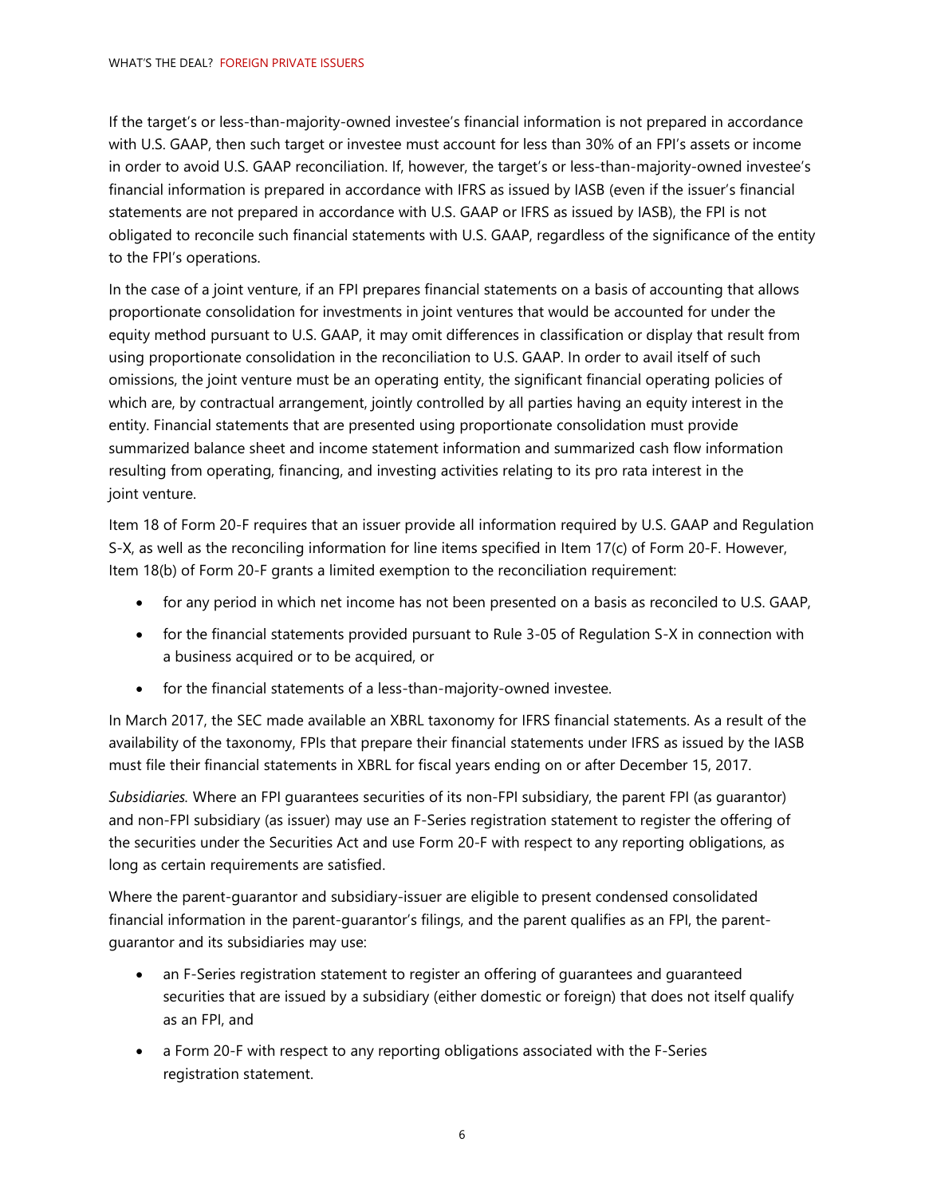If the target's or less-than-majority-owned investee's financial information is not prepared in accordance with U.S. GAAP, then such target or investee must account for less than 30% of an FPI's assets or income in order to avoid U.S. GAAP reconciliation. If, however, the target's or less-than-majority-owned investee's financial information is prepared in accordance with IFRS as issued by IASB (even if the issuer's financial statements are not prepared in accordance with U.S. GAAP or IFRS as issued by IASB), the FPI is not obligated to reconcile such financial statements with U.S. GAAP, regardless of the significance of the entity to the FPI's operations.

In the case of a joint venture, if an FPI prepares financial statements on a basis of accounting that allows proportionate consolidation for investments in joint ventures that would be accounted for under the equity method pursuant to U.S. GAAP, it may omit differences in classification or display that result from using proportionate consolidation in the reconciliation to U.S. GAAP. In order to avail itself of such omissions, the joint venture must be an operating entity, the significant financial operating policies of which are, by contractual arrangement, jointly controlled by all parties having an equity interest in the entity. Financial statements that are presented using proportionate consolidation must provide summarized balance sheet and income statement information and summarized cash flow information resulting from operating, financing, and investing activities relating to its pro rata interest in the joint venture.

Item 18 of Form 20-F requires that an issuer provide all information required by U.S. GAAP and Regulation S-X, as well as the reconciling information for line items specified in Item 17(c) of Form 20-F. However, Item 18(b) of Form 20-F grants a limited exemption to the reconciliation requirement:

- for any period in which net income has not been presented on a basis as reconciled to U.S. GAAP,
- for the financial statements provided pursuant to Rule 3-05 of Regulation S-X in connection with a business acquired or to be acquired, or
- for the financial statements of a less-than-majority-owned investee.

In March 2017, the SEC made available an XBRL taxonomy for IFRS financial statements. As a result of the availability of the taxonomy, FPIs that prepare their financial statements under IFRS as issued by the IASB must file their financial statements in XBRL for fiscal years ending on or after December 15, 2017.

*Subsidiaries.* Where an FPI guarantees securities of its non-FPI subsidiary, the parent FPI (as guarantor) and non-FPI subsidiary (as issuer) may use an F-Series registration statement to register the offering of the securities under the Securities Act and use Form 20-F with respect to any reporting obligations, as long as certain requirements are satisfied.

Where the parent-guarantor and subsidiary-issuer are eligible to present condensed consolidated financial information in the parent-guarantor's filings, and the parent qualifies as an FPI, the parent-guarantor and its subsidiaries may use:

- an F-Series registration statement to register an offering of guarantees and guaranteed securities that are issued by a subsidiary (either domestic or foreign) that does not itself qualify as an FPI, and
- a Form 20-F with respect to any reporting obligations associated with the F-Series registration statement.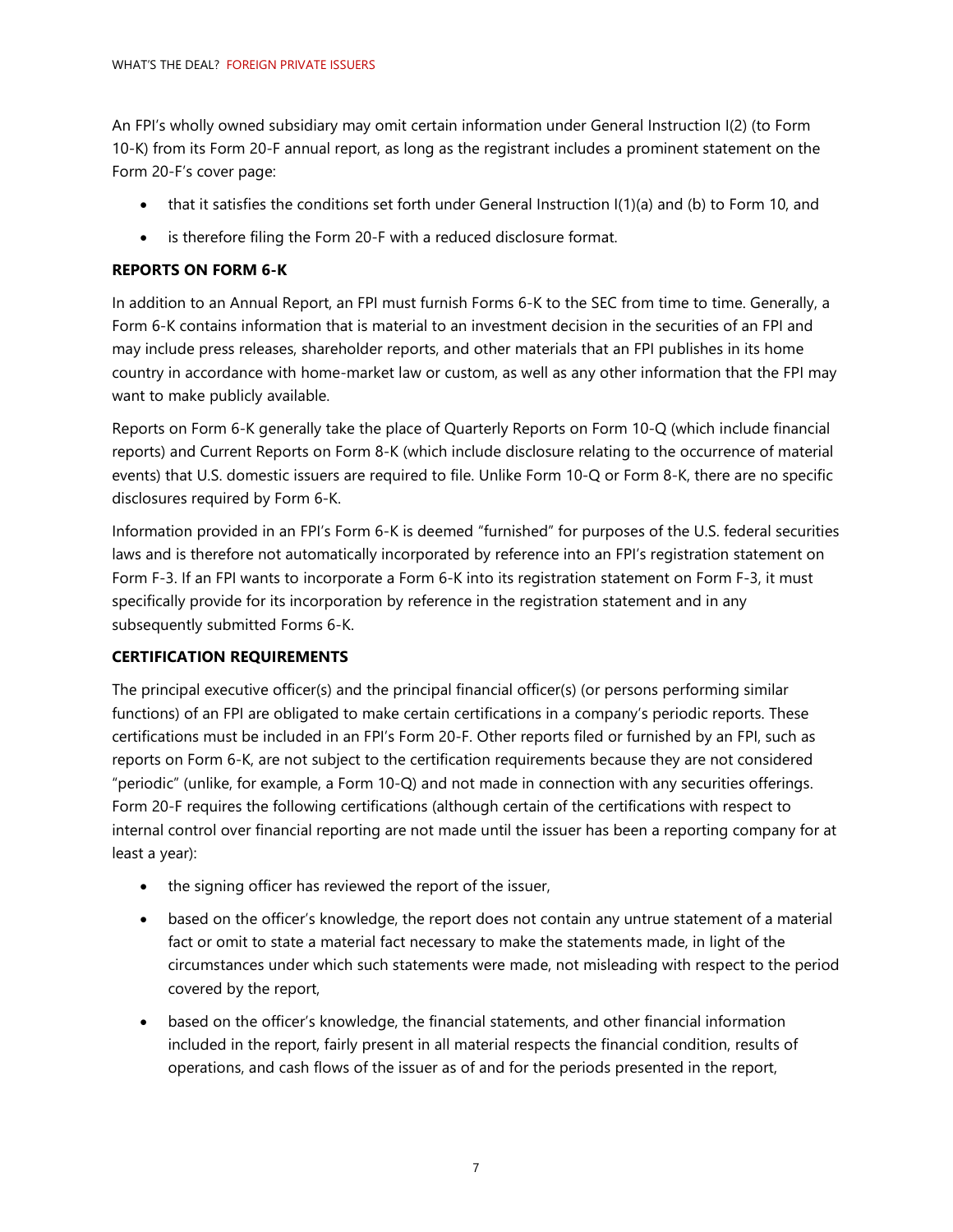An FPI's wholly owned subsidiary may omit certain information under General Instruction I(2) (to Form 10-K) from its Form 20-F annual report, as long as the registrant includes a prominent statement on the Form 20-F's cover page:

- that it satisfies the conditions set forth under General Instruction I(1)(a) and (b) to Form 10, and
- is therefore filing the Form 20-F with a reduced disclosure format.

**REPORTS ON FORM 6-K**

In addition to an Annual Report, an FPI must furnish Forms 6-K to the SEC from time to time. Generally, a Form 6-K contains information that is material to an investment decision in the securities of an FPI and may include press releases, shareholder reports, and other materials that an FPI publishes in its home country in accordance with home-market law or custom, as well as any other information that the FPI may want to make publicly available.

Reports on Form 6-K generally take the place of Quarterly Reports on Form 10-Q (which include financial reports) and Current Reports on Form 8-K (which include disclosure relating to the occurrence of material events) that U.S. domestic issuers are required to file. Unlike Form 10-Q or Form 8-K, there are no specific disclosures required by Form 6-K.

Information provided in an FPI's Form 6-K is deemed "furnished" for purposes of the U.S. federal securities laws and is therefore not automatically incorporated by reference into an FPI's registration statement on Form F-3. If an FPI wants to incorporate a Form 6-K into its registration statement on Form F-3, it must specifically provide for its incorporation by reference in the registration statement and in any subsequently submitted Forms 6-K.

**CERTIFICATION REQUIREMENTS**

The principal executive officer(s) and the principal financial officer(s) (or persons performing similar functions) of an FPI are obligated to make certain certifications in a company's periodic reports. These certifications must be included in an FPI's Form 20-F. Other reports filed or furnished by an FPI, such as reports on Form 6-K, are not subject to the certification requirements because they are not considered "periodic" (unlike, for example, a Form 10-Q) and not made in connection with any securities offerings. Form 20-F requires the following certifications (although certain of the certifications with respect to internal control over financial reporting are not made until the issuer has been a reporting company for at least a year):

- the signing officer has reviewed the report of the issuer,
- based on the officer's knowledge, the report does not contain any untrue statement of a material fact or omit to state a material fact necessary to make the statements made, in light of the circumstances under which such statements were made, not misleading with respect to the period covered by the report,
- based on the officer's knowledge, the financial statements, and other financial information included in the report, fairly present in all material respects the financial condition, results of operations, and cash flows of the issuer as of and for the periods presented in the report,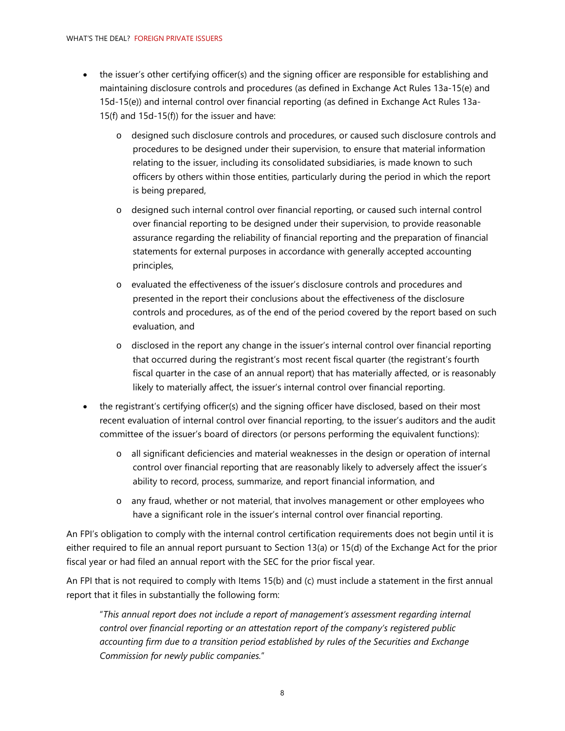- the issuer's other certifying officer(s) and the signing officer are responsible for establishing and maintaining disclosure controls and procedures (as defined in Exchange Act Rules 13a-15(e) and 15d-15(e)) and internal control over financial reporting (as defined in Exchange Act Rules 13a-15(f) and 15d-15(f)) for the issuer and have:
  - designed such disclosure controls and procedures, or caused such disclosure controls and procedures to be designed under their supervision, to ensure that material information relating to the issuer, including its consolidated subsidiaries, is made known to such officers by others within those entities, particularly during the period in which the report is being prepared,
  - designed such internal control over financial reporting, or caused such internal control over financial reporting to be designed under their supervision, to provide reasonable assurance regarding the reliability of financial reporting and the preparation of financial statements for external purposes in accordance with generally accepted accounting principles,
  - evaluated the effectiveness of the issuer's disclosure controls and procedures and presented in the report their conclusions about the effectiveness of the disclosure controls and procedures, as of the end of the period covered by the report based on such evaluation, and
  - disclosed in the report any change in the issuer's internal control over financial reporting that occurred during the registrant's most recent fiscal quarter (the registrant's fourth fiscal quarter in the case of an annual report) that has materially affected, or is reasonably likely to materially affect, the issuer's internal control over financial reporting.
- the registrant's certifying officer(s) and the signing officer have disclosed, based on their most recent evaluation of internal control over financial reporting, to the issuer's auditors and the audit committee of the issuer's board of directors (or persons performing the equivalent functions):
  - all significant deficiencies and material weaknesses in the design or operation of internal control over financial reporting that are reasonably likely to adversely affect the issuer's ability to record, process, summarize, and report financial information, and
  - any fraud, whether or not material, that involves management or other employees who have a significant role in the issuer's internal control over financial reporting.

An FPI's obligation to comply with the internal control certification requirements does not begin until it is either required to file an annual report pursuant to Section 13(a) or 15(d) of the Exchange Act for the prior fiscal year or had filed an annual report with the SEC for the prior fiscal year.

An FPI that is not required to comply with Items 15(b) and (c) must include a statement in the first annual report that it files in substantially the following form:

> "*This annual report does not include a report of management's assessment regarding internal control over financial reporting or an attestation report of the company's registered public accounting firm due to a transition period established by rules of the Securities and Exchange Commission for newly public companies.*"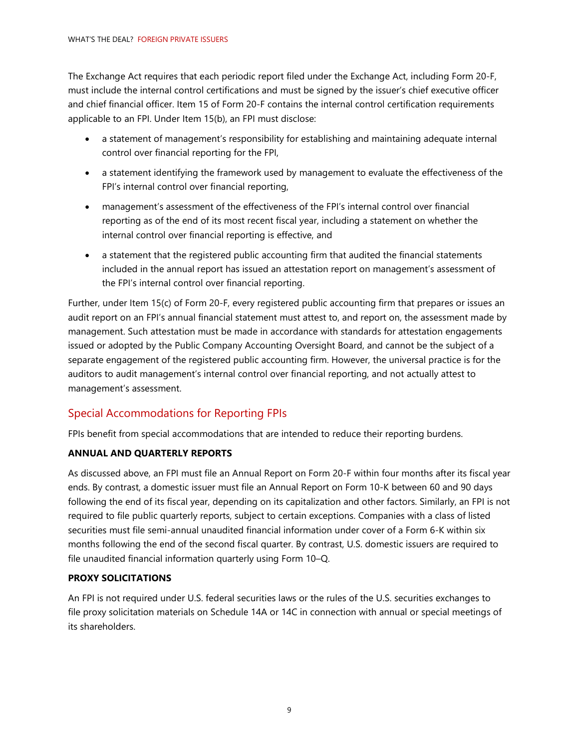The Exchange Act requires that each periodic report filed under the Exchange Act, including Form 20-F, must include the internal control certifications and must be signed by the issuer's chief executive officer and chief financial officer. Item 15 of Form 20-F contains the internal control certification requirements applicable to an FPI. Under Item 15(b), an FPI must disclose:

- a statement of management's responsibility for establishing and maintaining adequate internal control over financial reporting for the FPI,
- a statement identifying the framework used by management to evaluate the effectiveness of the FPI's internal control over financial reporting,
- management's assessment of the effectiveness of the FPI's internal control over financial reporting as of the end of its most recent fiscal year, including a statement on whether the internal control over financial reporting is effective, and
- a statement that the registered public accounting firm that audited the financial statements included in the annual report has issued an attestation report on management's assessment of the FPI's internal control over financial reporting.

Further, under Item 15(c) of Form 20-F, every registered public accounting firm that prepares or issues an audit report on an FPI's annual financial statement must attest to, and report on, the assessment made by management. Such attestation must be made in accordance with standards for attestation engagements issued or adopted by the Public Company Accounting Oversight Board, and cannot be the subject of a separate engagement of the registered public accounting firm. However, the universal practice is for the auditors to audit management's internal control over financial reporting, and not actually attest to management's assessment.

## Special Accommodations for Reporting FPIs

FPIs benefit from special accommodations that are intended to reduce their reporting burdens.

### ANNUAL AND QUARTERLY REPORTS

As discussed above, an FPI must file an Annual Report on Form 20-F within four months after its fiscal year ends. By contrast, a domestic issuer must file an Annual Report on Form 10-K between 60 and 90 days following the end of its fiscal year, depending on its capitalization and other factors. Similarly, an FPI is not required to file public quarterly reports, subject to certain exceptions. Companies with a class of listed securities must file semi-annual unaudited financial information under cover of a Form 6-K within six months following the end of the second fiscal quarter. By contrast, U.S. domestic issuers are required to file unaudited financial information quarterly using Form 10–Q.

### PROXY SOLICITATIONS

An FPI is not required under U.S. federal securities laws or the rules of the U.S. securities exchanges to file proxy solicitation materials on Schedule 14A or 14C in connection with annual or special meetings of its shareholders.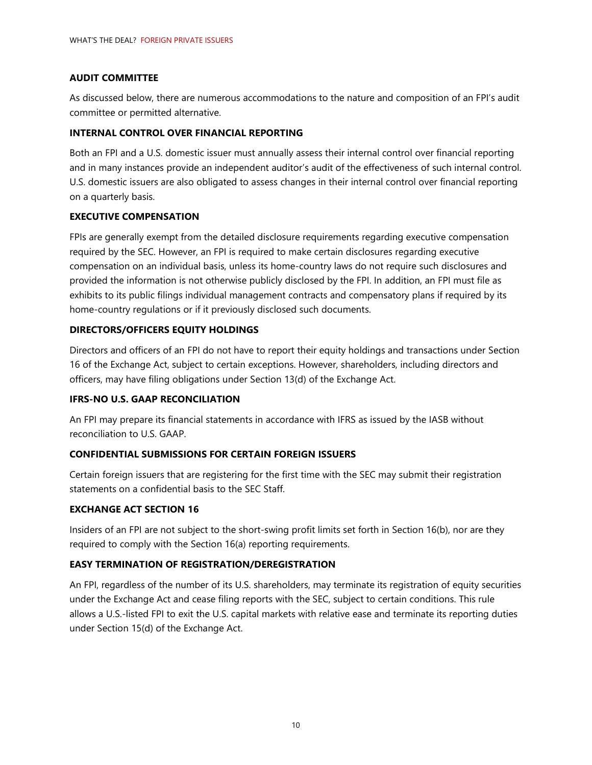## AUDIT COMMITTEE

As discussed below, there are numerous accommodations to the nature and composition of an FPI's audit committee or permitted alternative.

## INTERNAL CONTROL OVER FINANCIAL REPORTING

Both an FPI and a U.S. domestic issuer must annually assess their internal control over financial reporting and in many instances provide an independent auditor's audit of the effectiveness of such internal control. U.S. domestic issuers are also obligated to assess changes in their internal control over financial reporting on a quarterly basis.

## EXECUTIVE COMPENSATION

FPIs are generally exempt from the detailed disclosure requirements regarding executive compensation required by the SEC. However, an FPI is required to make certain disclosures regarding executive compensation on an individual basis, unless its home-country laws do not require such disclosures and provided the information is not otherwise publicly disclosed by the FPI. In addition, an FPI must file as exhibits to its public filings individual management contracts and compensatory plans if required by its home-country regulations or if it previously disclosed such documents.

## DIRECTORS/OFFICERS EQUITY HOLDINGS

Directors and officers of an FPI do not have to report their equity holdings and transactions under Section 16 of the Exchange Act, subject to certain exceptions. However, shareholders, including directors and officers, may have filing obligations under Section 13(d) of the Exchange Act.

## IFRS-NO U.S. GAAP RECONCILIATION

An FPI may prepare its financial statements in accordance with IFRS as issued by the IASB without reconciliation to U.S. GAAP.

## CONFIDENTIAL SUBMISSIONS FOR CERTAIN FOREIGN ISSUERS

Certain foreign issuers that are registering for the first time with the SEC may submit their registration statements on a confidential basis to the SEC Staff.

## EXCHANGE ACT SECTION 16

Insiders of an FPI are not subject to the short-swing profit limits set forth in Section 16(b), nor are they required to comply with the Section 16(a) reporting requirements.

## EASY TERMINATION OF REGISTRATION/DEREGISTRATION

An FPI, regardless of the number of its U.S. shareholders, may terminate its registration of equity securities under the Exchange Act and cease filing reports with the SEC, subject to certain conditions. This rule allows a U.S.-listed FPI to exit the U.S. capital markets with relative ease and terminate its reporting duties under Section 15(d) of the Exchange Act.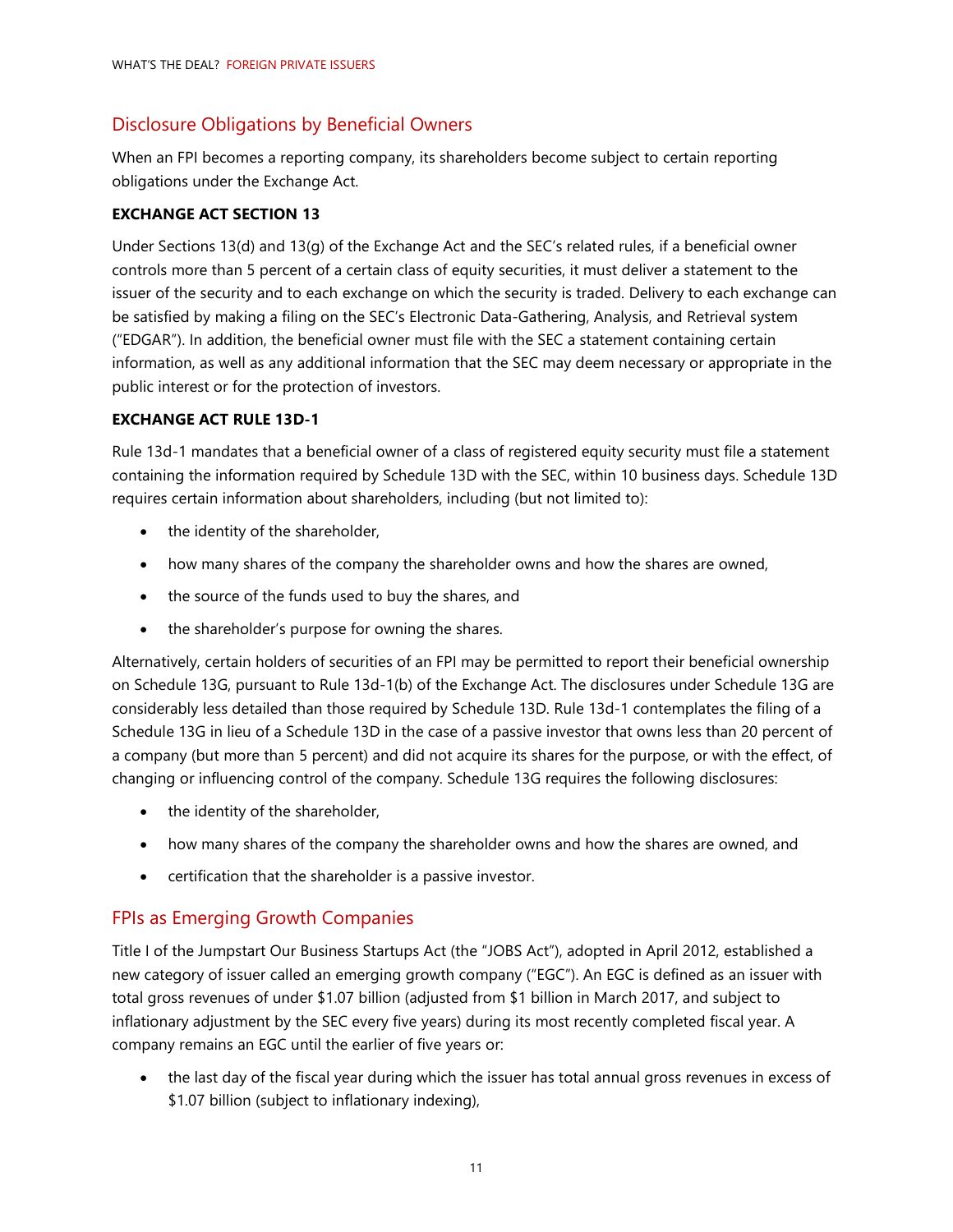## Disclosure Obligations by Beneficial Owners

When an FPI becomes a reporting company, its shareholders become subject to certain reporting obligations under the Exchange Act.

### EXCHANGE ACT SECTION 13

Under Sections 13(d) and 13(g) of the Exchange Act and the SEC's related rules, if a beneficial owner controls more than 5 percent of a certain class of equity securities, it must deliver a statement to the issuer of the security and to each exchange on which the security is traded. Delivery to each exchange can be satisfied by making a filing on the SEC's Electronic Data-Gathering, Analysis, and Retrieval system ("EDGAR"). In addition, the beneficial owner must file with the SEC a statement containing certain information, as well as any additional information that the SEC may deem necessary or appropriate in the public interest or for the protection of investors.

### EXCHANGE ACT RULE 13D-1

Rule 13d-1 mandates that a beneficial owner of a class of registered equity security must file a statement containing the information required by Schedule 13D with the SEC, within 10 business days. Schedule 13D requires certain information about shareholders, including (but not limited to):

- the identity of the shareholder,
- how many shares of the company the shareholder owns and how the shares are owned,
- the source of the funds used to buy the shares, and
- the shareholder's purpose for owning the shares.

Alternatively, certain holders of securities of an FPI may be permitted to report their beneficial ownership on Schedule 13G, pursuant to Rule 13d-1(b) of the Exchange Act. The disclosures under Schedule 13G are considerably less detailed than those required by Schedule 13D. Rule 13d-1 contemplates the filing of a Schedule 13G in lieu of a Schedule 13D in the case of a passive investor that owns less than 20 percent of a company (but more than 5 percent) and did not acquire its shares for the purpose, or with the effect, of changing or influencing control of the company. Schedule 13G requires the following disclosures:

- the identity of the shareholder,
- how many shares of the company the shareholder owns and how the shares are owned, and
- certification that the shareholder is a passive investor.

## FPIs as Emerging Growth Companies

Title I of the Jumpstart Our Business Startups Act (the "JOBS Act"), adopted in April 2012, established a new category of issuer called an emerging growth company ("EGC"). An EGC is defined as an issuer with total gross revenues of under $1.07 billion (adjusted from $1 billion in March 2017, and subject to inflationary adjustment by the SEC every five years) during its most recently completed fiscal year. A company remains an EGC until the earlier of five years or:

- the last day of the fiscal year during which the issuer has total annual gross revenues in excess of $1.07 billion (subject to inflationary indexing),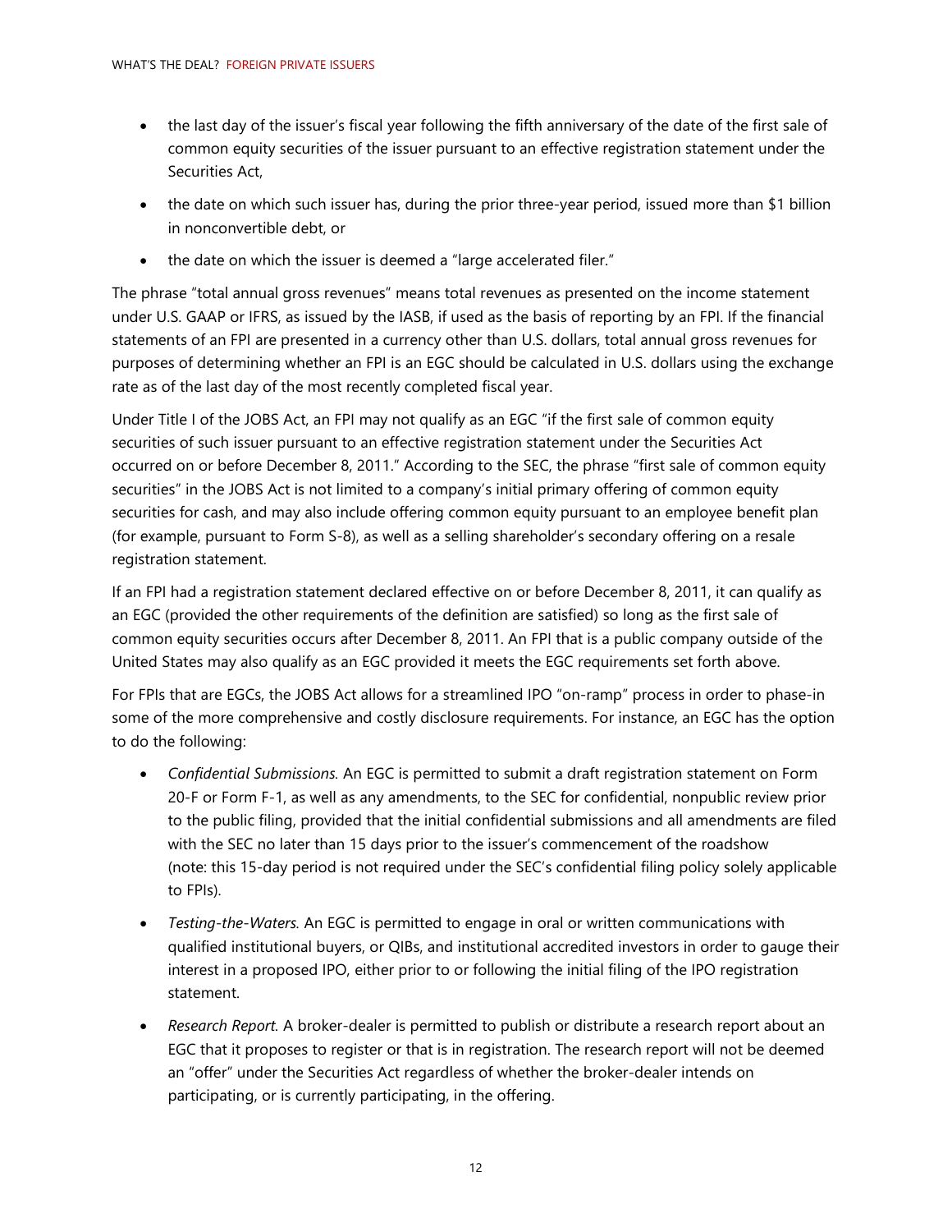- the last day of the issuer's fiscal year following the fifth anniversary of the date of the first sale of common equity securities of the issuer pursuant to an effective registration statement under the Securities Act,
- the date on which such issuer has, during the prior three-year period, issued more than $1 billion in nonconvertible debt, or
- the date on which the issuer is deemed a "large accelerated filer."

The phrase "total annual gross revenues" means total revenues as presented on the income statement under U.S. GAAP or IFRS, as issued by the IASB, if used as the basis of reporting by an FPI. If the financial statements of an FPI are presented in a currency other than U.S. dollars, total annual gross revenues for purposes of determining whether an FPI is an EGC should be calculated in U.S. dollars using the exchange rate as of the last day of the most recently completed fiscal year.

Under Title I of the JOBS Act, an FPI may not qualify as an EGC "if the first sale of common equity securities of such issuer pursuant to an effective registration statement under the Securities Act occurred on or before December 8, 2011." According to the SEC, the phrase "first sale of common equity securities" in the JOBS Act is not limited to a company's initial primary offering of common equity securities for cash, and may also include offering common equity pursuant to an employee benefit plan (for example, pursuant to Form S-8), as well as a selling shareholder's secondary offering on a resale registration statement.

If an FPI had a registration statement declared effective on or before December 8, 2011, it can qualify as an EGC (provided the other requirements of the definition are satisfied) so long as the first sale of common equity securities occurs after December 8, 2011. An FPI that is a public company outside of the United States may also qualify as an EGC provided it meets the EGC requirements set forth above.

For FPIs that are EGCs, the JOBS Act allows for a streamlined IPO "on-ramp" process in order to phase-in some of the more comprehensive and costly disclosure requirements. For instance, an EGC has the option to do the following:

- *Confidential Submissions.* An EGC is permitted to submit a draft registration statement on Form 20-F or Form F-1, as well as any amendments, to the SEC for confidential, nonpublic review prior to the public filing, provided that the initial confidential submissions and all amendments are filed with the SEC no later than 15 days prior to the issuer's commencement of the roadshow (note: this 15-day period is not required under the SEC's confidential filing policy solely applicable to FPIs).
- *Testing-the-Waters.* An EGC is permitted to engage in oral or written communications with qualified institutional buyers, or QIBs, and institutional accredited investors in order to gauge their interest in a proposed IPO, either prior to or following the initial filing of the IPO registration statement.
- *Research Report.* A broker-dealer is permitted to publish or distribute a research report about an EGC that it proposes to register or that is in registration. The research report will not be deemed an "offer" under the Securities Act regardless of whether the broker-dealer intends on participating, or is currently participating, in the offering.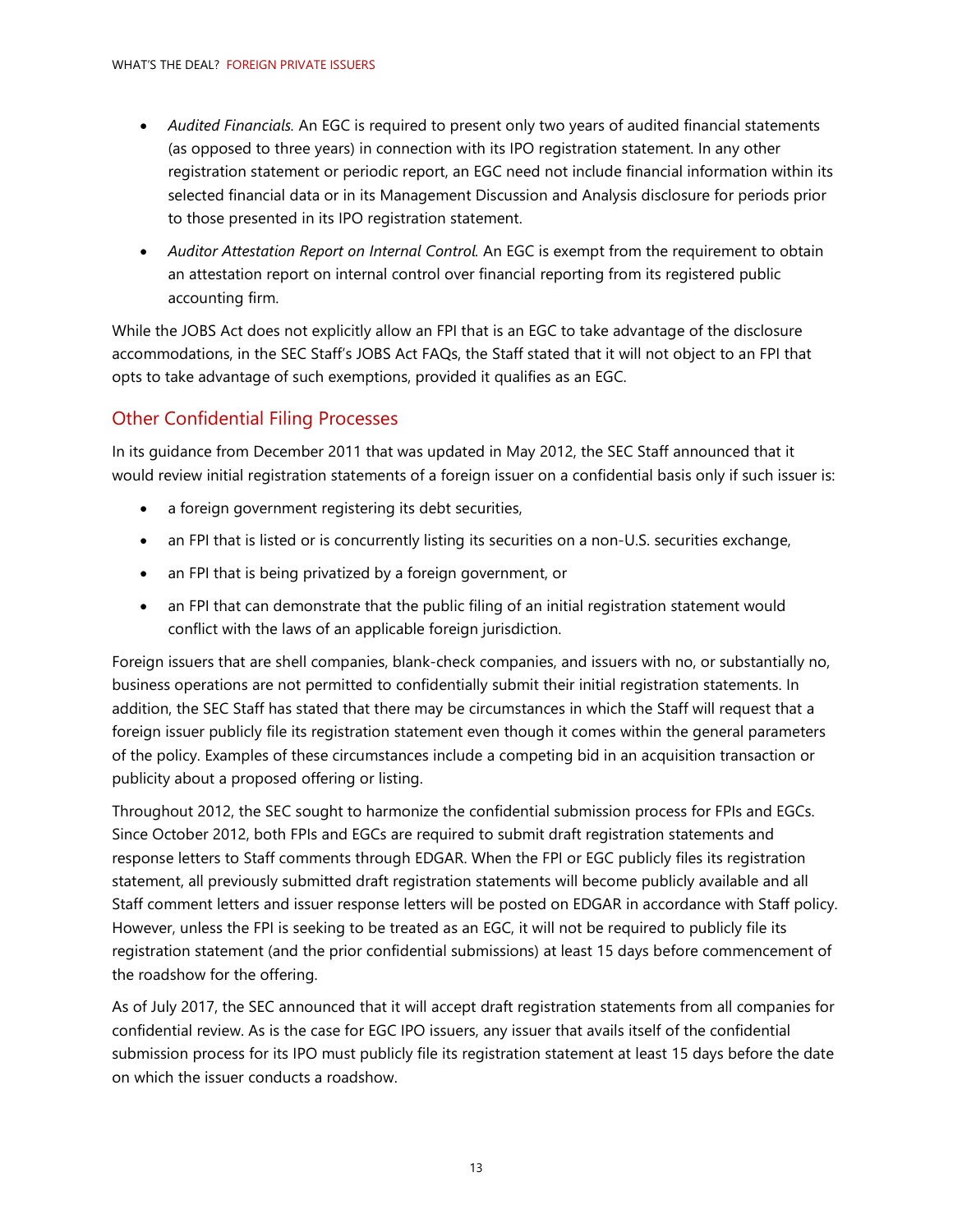- *Audited Financials.* An EGC is required to present only two years of audited financial statements (as opposed to three years) in connection with its IPO registration statement. In any other registration statement or periodic report, an EGC need not include financial information within its selected financial data or in its Management Discussion and Analysis disclosure for periods prior to those presented in its IPO registration statement.
- *Auditor Attestation Report on Internal Control.* An EGC is exempt from the requirement to obtain an attestation report on internal control over financial reporting from its registered public accounting firm.

While the JOBS Act does not explicitly allow an FPI that is an EGC to take advantage of the disclosure accommodations, in the SEC Staff's JOBS Act FAQs, the Staff stated that it will not object to an FPI that opts to take advantage of such exemptions, provided it qualifies as an EGC.

## Other Confidential Filing Processes

In its guidance from December 2011 that was updated in May 2012, the SEC Staff announced that it would review initial registration statements of a foreign issuer on a confidential basis only if such issuer is:

- a foreign government registering its debt securities,
- an FPI that is listed or is concurrently listing its securities on a non-U.S. securities exchange,
- an FPI that is being privatized by a foreign government, or
- an FPI that can demonstrate that the public filing of an initial registration statement would conflict with the laws of an applicable foreign jurisdiction.

Foreign issuers that are shell companies, blank-check companies, and issuers with no, or substantially no, business operations are not permitted to confidentially submit their initial registration statements. In addition, the SEC Staff has stated that there may be circumstances in which the Staff will request that a foreign issuer publicly file its registration statement even though it comes within the general parameters of the policy. Examples of these circumstances include a competing bid in an acquisition transaction or publicity about a proposed offering or listing.

Throughout 2012, the SEC sought to harmonize the confidential submission process for FPIs and EGCs. Since October 2012, both FPIs and EGCs are required to submit draft registration statements and response letters to Staff comments through EDGAR. When the FPI or EGC publicly files its registration statement, all previously submitted draft registration statements will become publicly available and all Staff comment letters and issuer response letters will be posted on EDGAR in accordance with Staff policy. However, unless the FPI is seeking to be treated as an EGC, it will not be required to publicly file its registration statement (and the prior confidential submissions) at least 15 days before commencement of the roadshow for the offering.

As of July 2017, the SEC announced that it will accept draft registration statements from all companies for confidential review. As is the case for EGC IPO issuers, any issuer that avails itself of the confidential submission process for its IPO must publicly file its registration statement at least 15 days before the date on which the issuer conducts a roadshow.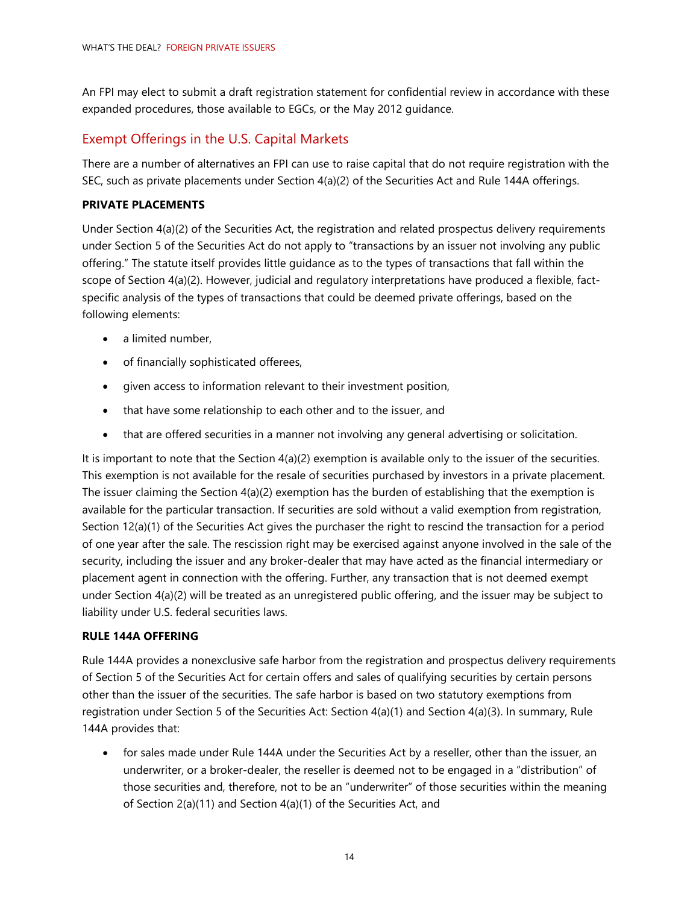An FPI may elect to submit a draft registration statement for confidential review in accordance with these expanded procedures, those available to EGCs, or the May 2012 guidance.

## Exempt Offerings in the U.S. Capital Markets

There are a number of alternatives an FPI can use to raise capital that do not require registration with the SEC, such as private placements under Section 4(a)(2) of the Securities Act and Rule 144A offerings.

### PRIVATE PLACEMENTS

Under Section 4(a)(2) of the Securities Act, the registration and related prospectus delivery requirements under Section 5 of the Securities Act do not apply to "transactions by an issuer not involving any public offering." The statute itself provides little guidance as to the types of transactions that fall within the scope of Section 4(a)(2). However, judicial and regulatory interpretations have produced a flexible, fact-specific analysis of the types of transactions that could be deemed private offerings, based on the following elements:

- a limited number,
- of financially sophisticated offerees,
- given access to information relevant to their investment position,
- that have some relationship to each other and to the issuer, and
- that are offered securities in a manner not involving any general advertising or solicitation.

It is important to note that the Section 4(a)(2) exemption is available only to the issuer of the securities. This exemption is not available for the resale of securities purchased by investors in a private placement. The issuer claiming the Section 4(a)(2) exemption has the burden of establishing that the exemption is available for the particular transaction. If securities are sold without a valid exemption from registration, Section 12(a)(1) of the Securities Act gives the purchaser the right to rescind the transaction for a period of one year after the sale. The rescission right may be exercised against anyone involved in the sale of the security, including the issuer and any broker-dealer that may have acted as the financial intermediary or placement agent in connection with the offering. Further, any transaction that is not deemed exempt under Section 4(a)(2) will be treated as an unregistered public offering, and the issuer may be subject to liability under U.S. federal securities laws.

### RULE 144A OFFERING

Rule 144A provides a nonexclusive safe harbor from the registration and prospectus delivery requirements of Section 5 of the Securities Act for certain offers and sales of qualifying securities by certain persons other than the issuer of the securities. The safe harbor is based on two statutory exemptions from registration under Section 5 of the Securities Act: Section 4(a)(1) and Section 4(a)(3). In summary, Rule 144A provides that:

- for sales made under Rule 144A under the Securities Act by a reseller, other than the issuer, an underwriter, or a broker-dealer, the reseller is deemed not to be engaged in a "distribution" of those securities and, therefore, not to be an "underwriter" of those securities within the meaning of Section 2(a)(11) and Section 4(a)(1) of the Securities Act, and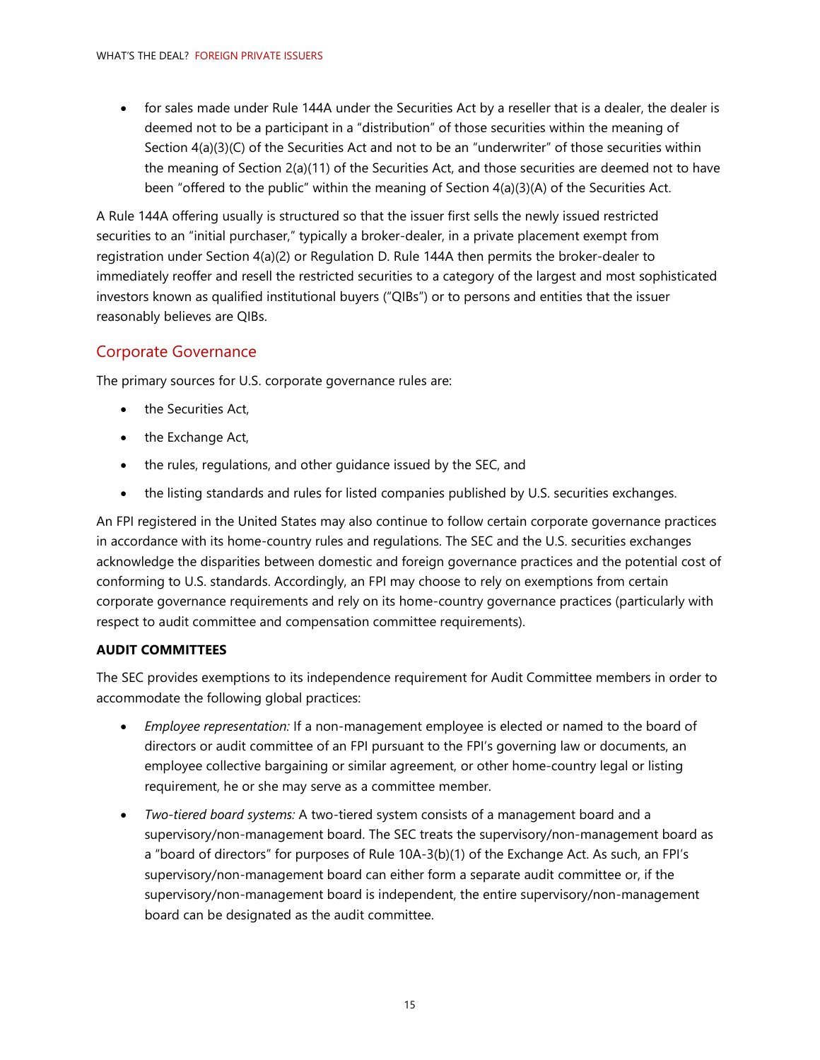- for sales made under Rule 144A under the Securities Act by a reseller that is a dealer, the dealer is deemed not to be a participant in a "distribution" of those securities within the meaning of Section 4(a)(3)(C) of the Securities Act and not to be an "underwriter" of those securities within the meaning of Section 2(a)(11) of the Securities Act, and those securities are deemed not to have been "offered to the public" within the meaning of Section 4(a)(3)(A) of the Securities Act.

A Rule 144A offering usually is structured so that the issuer first sells the newly issued restricted securities to an "initial purchaser," typically a broker-dealer, in a private placement exempt from registration under Section 4(a)(2) or Regulation D. Rule 144A then permits the broker-dealer to immediately reoffer and resell the restricted securities to a category of the largest and most sophisticated investors known as qualified institutional buyers ("QIBs") or to persons and entities that the issuer reasonably believes are QIBs.

## Corporate Governance

The primary sources for U.S. corporate governance rules are:

- the Securities Act,
- the Exchange Act,
- the rules, regulations, and other guidance issued by the SEC, and
- the listing standards and rules for listed companies published by U.S. securities exchanges.

An FPI registered in the United States may also continue to follow certain corporate governance practices in accordance with its home-country rules and regulations. The SEC and the U.S. securities exchanges acknowledge the disparities between domestic and foreign governance practices and the potential cost of conforming to U.S. standards. Accordingly, an FPI may choose to rely on exemptions from certain corporate governance requirements and rely on its home-country governance practices (particularly with respect to audit committee and compensation committee requirements).

### AUDIT COMMITTEES

The SEC provides exemptions to its independence requirement for Audit Committee members in order to accommodate the following global practices:

- *Employee representation:* If a non-management employee is elected or named to the board of directors or audit committee of an FPI pursuant to the FPI's governing law or documents, an employee collective bargaining or similar agreement, or other home-country legal or listing requirement, he or she may serve as a committee member.
- *Two-tiered board systems:* A two-tiered system consists of a management board and a supervisory/non-management board. The SEC treats the supervisory/non-management board as a "board of directors" for purposes of Rule 10A-3(b)(1) of the Exchange Act. As such, an FPI's supervisory/non-management board can either form a separate audit committee or, if the supervisory/non-management board is independent, the entire supervisory/non-management board can be designated as the audit committee.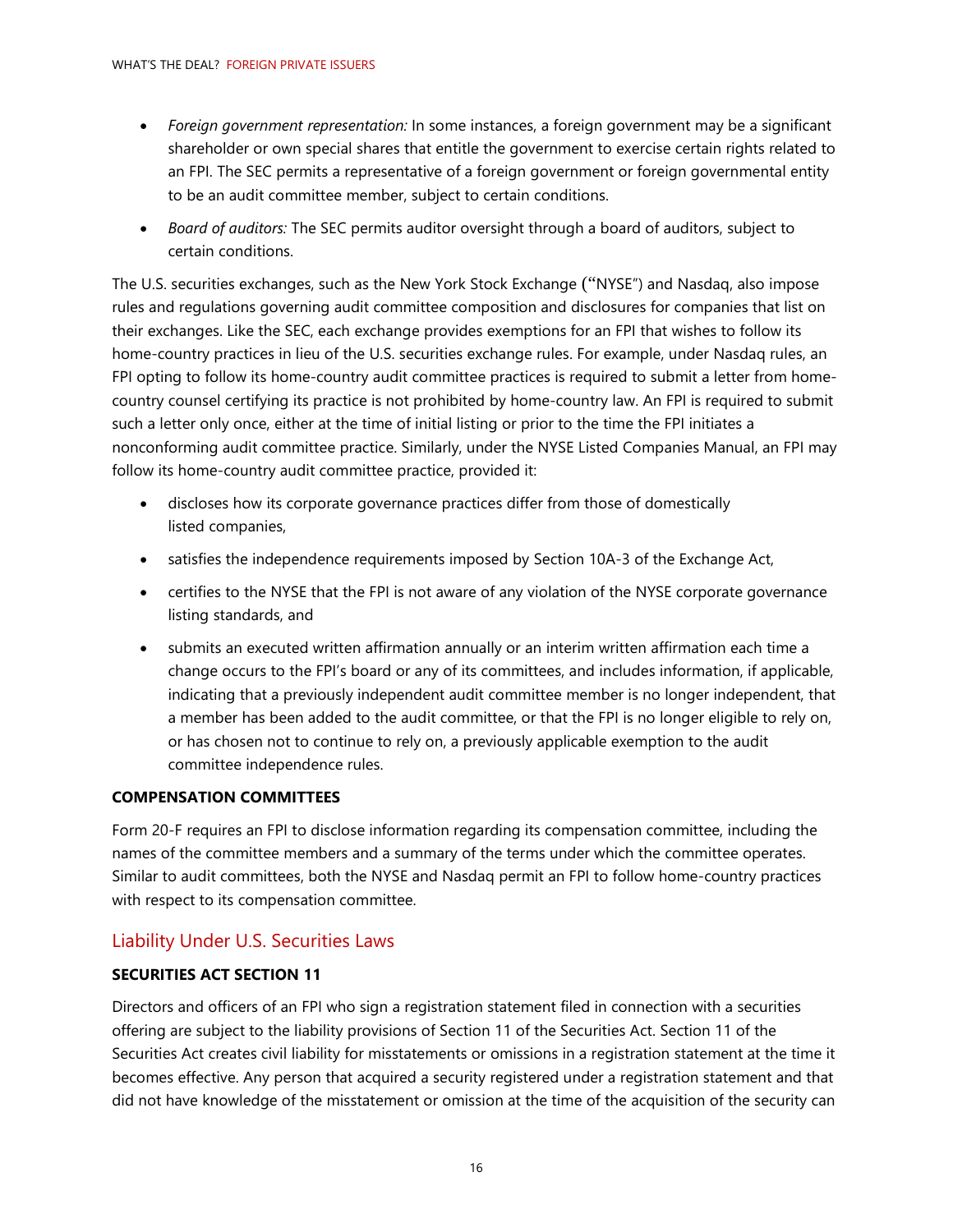- *Foreign government representation:* In some instances, a foreign government may be a significant shareholder or own special shares that entitle the government to exercise certain rights related to an FPI. The SEC permits a representative of a foreign government or foreign governmental entity to be an audit committee member, subject to certain conditions.
- *Board of auditors:* The SEC permits auditor oversight through a board of auditors, subject to certain conditions.

The U.S. securities exchanges, such as the New York Stock Exchange ("NYSE") and Nasdaq, also impose rules and regulations governing audit committee composition and disclosures for companies that list on their exchanges. Like the SEC, each exchange provides exemptions for an FPI that wishes to follow its home-country practices in lieu of the U.S. securities exchange rules. For example, under Nasdaq rules, an FPI opting to follow its home-country audit committee practices is required to submit a letter from home-country counsel certifying its practice is not prohibited by home-country law. An FPI is required to submit such a letter only once, either at the time of initial listing or prior to the time the FPI initiates a nonconforming audit committee practice. Similarly, under the NYSE Listed Companies Manual, an FPI may follow its home-country audit committee practice, provided it:

- discloses how its corporate governance practices differ from those of domestically listed companies,
- satisfies the independence requirements imposed by Section 10A-3 of the Exchange Act,
- certifies to the NYSE that the FPI is not aware of any violation of the NYSE corporate governance listing standards, and
- submits an executed written affirmation annually or an interim written affirmation each time a change occurs to the FPI's board or any of its committees, and includes information, if applicable, indicating that a previously independent audit committee member is no longer independent, that a member has been added to the audit committee, or that the FPI is no longer eligible to rely on, or has chosen not to continue to rely on, a previously applicable exemption to the audit committee independence rules.

**COMPENSATION COMMITTEES**

Form 20-F requires an FPI to disclose information regarding its compensation committee, including the names of the committee members and a summary of the terms under which the committee operates. Similar to audit committees, both the NYSE and Nasdaq permit an FPI to follow home-country practices with respect to its compensation committee.

## Liability Under U.S. Securities Laws

**SECURITIES ACT SECTION 11**

Directors and officers of an FPI who sign a registration statement filed in connection with a securities offering are subject to the liability provisions of Section 11 of the Securities Act. Section 11 of the Securities Act creates civil liability for misstatements or omissions in a registration statement at the time it becomes effective. Any person that acquired a security registered under a registration statement and that did not have knowledge of the misstatement or omission at the time of the acquisition of the security can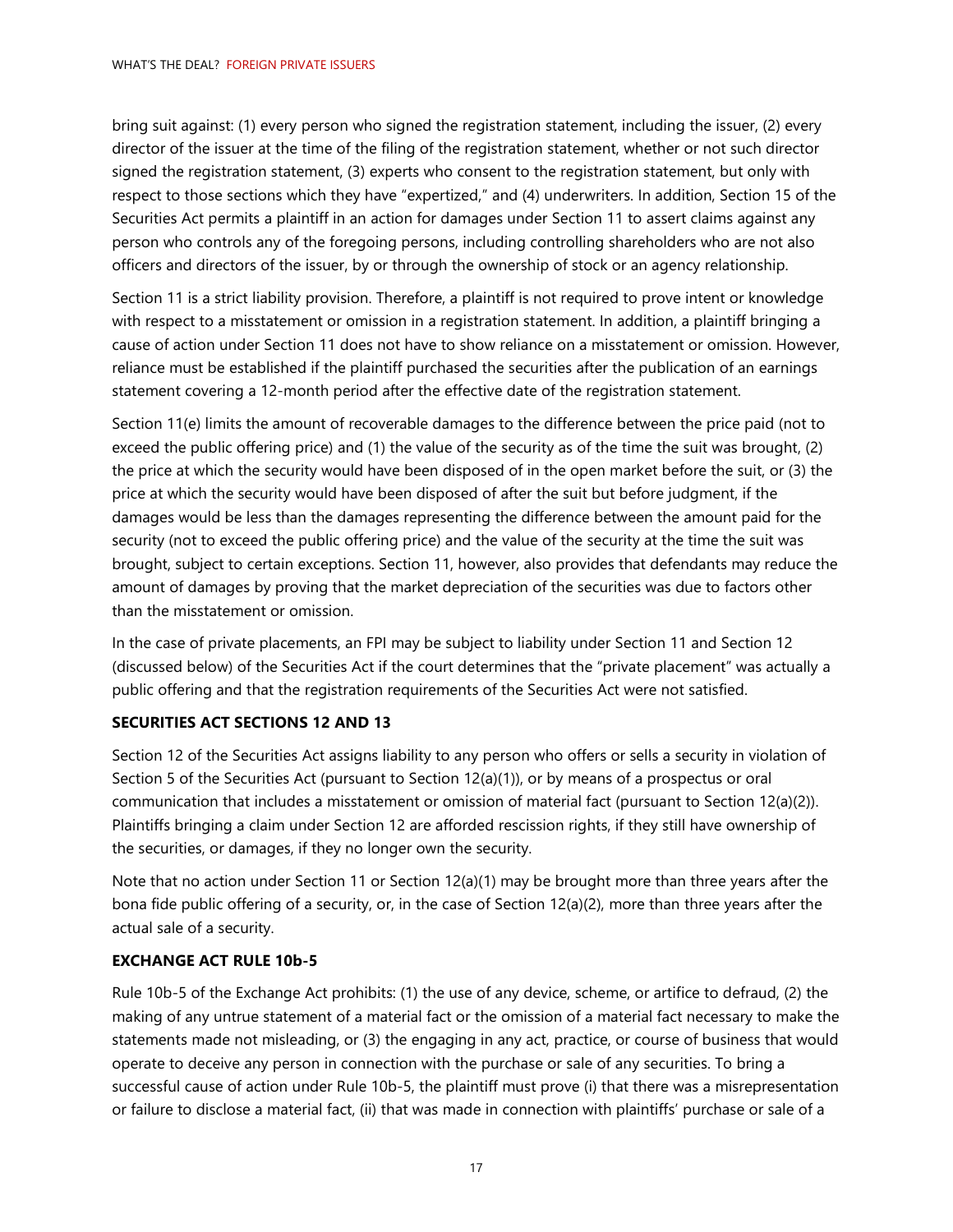bring suit against: (1) every person who signed the registration statement, including the issuer, (2) every director of the issuer at the time of the filing of the registration statement, whether or not such director signed the registration statement, (3) experts who consent to the registration statement, but only with respect to those sections which they have "expertized," and (4) underwriters. In addition, Section 15 of the Securities Act permits a plaintiff in an action for damages under Section 11 to assert claims against any person who controls any of the foregoing persons, including controlling shareholders who are not also officers and directors of the issuer, by or through the ownership of stock or an agency relationship.

Section 11 is a strict liability provision. Therefore, a plaintiff is not required to prove intent or knowledge with respect to a misstatement or omission in a registration statement. In addition, a plaintiff bringing a cause of action under Section 11 does not have to show reliance on a misstatement or omission. However, reliance must be established if the plaintiff purchased the securities after the publication of an earnings statement covering a 12-month period after the effective date of the registration statement.

Section 11(e) limits the amount of recoverable damages to the difference between the price paid (not to exceed the public offering price) and (1) the value of the security as of the time the suit was brought, (2) the price at which the security would have been disposed of in the open market before the suit, or (3) the price at which the security would have been disposed of after the suit but before judgment, if the damages would be less than the damages representing the difference between the amount paid for the security (not to exceed the public offering price) and the value of the security at the time the suit was brought, subject to certain exceptions. Section 11, however, also provides that defendants may reduce the amount of damages by proving that the market depreciation of the securities was due to factors other than the misstatement or omission.

In the case of private placements, an FPI may be subject to liability under Section 11 and Section 12 (discussed below) of the Securities Act if the court determines that the "private placement" was actually a public offering and that the registration requirements of the Securities Act were not satisfied.

### SECURITIES ACT SECTIONS 12 AND 13

Section 12 of the Securities Act assigns liability to any person who offers or sells a security in violation of Section 5 of the Securities Act (pursuant to Section 12(a)(1)), or by means of a prospectus or oral communication that includes a misstatement or omission of material fact (pursuant to Section 12(a)(2)). Plaintiffs bringing a claim under Section 12 are afforded rescission rights, if they still have ownership of the securities, or damages, if they no longer own the security.

Note that no action under Section 11 or Section 12(a)(1) may be brought more than three years after the bona fide public offering of a security, or, in the case of Section 12(a)(2), more than three years after the actual sale of a security.

### EXCHANGE ACT RULE 10b-5

Rule 10b-5 of the Exchange Act prohibits: (1) the use of any device, scheme, or artifice to defraud, (2) the making of any untrue statement of a material fact or the omission of a material fact necessary to make the statements made not misleading, or (3) the engaging in any act, practice, or course of business that would operate to deceive any person in connection with the purchase or sale of any securities. To bring a successful cause of action under Rule 10b-5, the plaintiff must prove (i) that there was a misrepresentation or failure to disclose a material fact, (ii) that was made in connection with plaintiffs' purchase or sale of a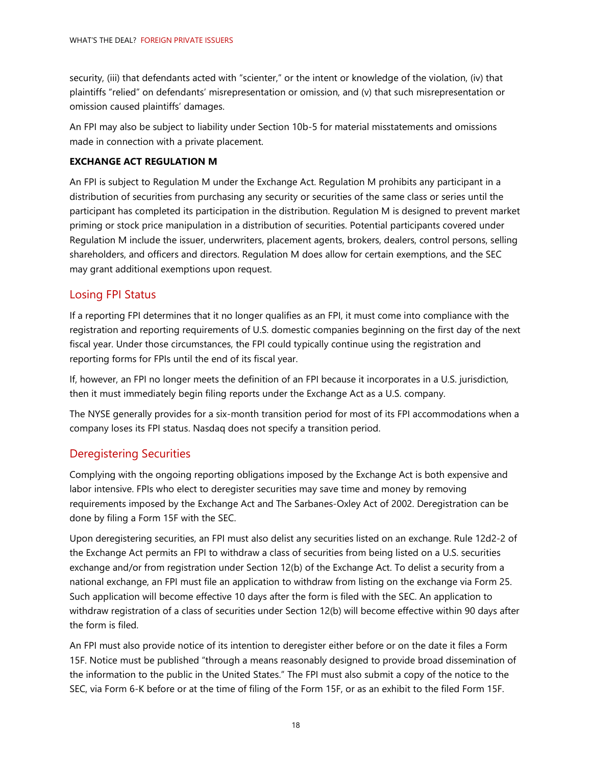security, (iii) that defendants acted with "scienter," or the intent or knowledge of the violation, (iv) that plaintiffs "relied" on defendants' misrepresentation or omission, and (v) that such misrepresentation or omission caused plaintiffs' damages.

An FPI may also be subject to liability under Section 10b-5 for material misstatements and omissions made in connection with a private placement.

**EXCHANGE ACT REGULATION M**

An FPI is subject to Regulation M under the Exchange Act. Regulation M prohibits any participant in a distribution of securities from purchasing any security or securities of the same class or series until the participant has completed its participation in the distribution. Regulation M is designed to prevent market priming or stock price manipulation in a distribution of securities. Potential participants covered under Regulation M include the issuer, underwriters, placement agents, brokers, dealers, control persons, selling shareholders, and officers and directors. Regulation M does allow for certain exemptions, and the SEC may grant additional exemptions upon request.

## Losing FPI Status

If a reporting FPI determines that it no longer qualifies as an FPI, it must come into compliance with the registration and reporting requirements of U.S. domestic companies beginning on the first day of the next fiscal year. Under those circumstances, the FPI could typically continue using the registration and reporting forms for FPIs until the end of its fiscal year.

If, however, an FPI no longer meets the definition of an FPI because it incorporates in a U.S. jurisdiction, then it must immediately begin filing reports under the Exchange Act as a U.S. company.

The NYSE generally provides for a six-month transition period for most of its FPI accommodations when a company loses its FPI status. Nasdaq does not specify a transition period.

## Deregistering Securities

Complying with the ongoing reporting obligations imposed by the Exchange Act is both expensive and labor intensive. FPIs who elect to deregister securities may save time and money by removing requirements imposed by the Exchange Act and The Sarbanes-Oxley Act of 2002. Deregistration can be done by filing a Form 15F with the SEC.

Upon deregistering securities, an FPI must also delist any securities listed on an exchange. Rule 12d2-2 of the Exchange Act permits an FPI to withdraw a class of securities from being listed on a U.S. securities exchange and/or from registration under Section 12(b) of the Exchange Act. To delist a security from a national exchange, an FPI must file an application to withdraw from listing on the exchange via Form 25. Such application will become effective 10 days after the form is filed with the SEC. An application to withdraw registration of a class of securities under Section 12(b) will become effective within 90 days after the form is filed.

An FPI must also provide notice of its intention to deregister either before or on the date it files a Form 15F. Notice must be published "through a means reasonably designed to provide broad dissemination of the information to the public in the United States." The FPI must also submit a copy of the notice to the SEC, via Form 6-K before or at the time of filing of the Form 15F, or as an exhibit to the filed Form 15F.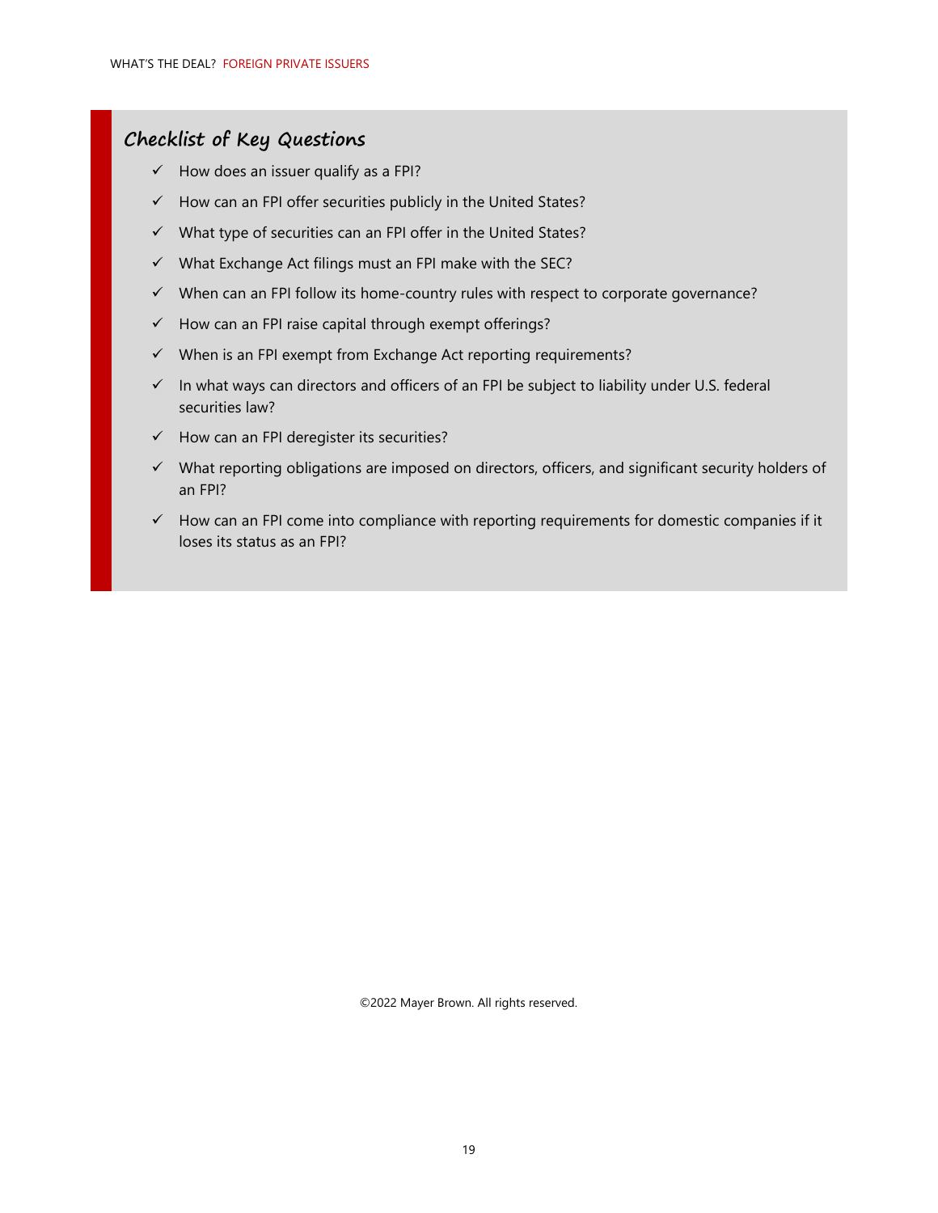## Checklist of Key Questions

- ✓ How does an issuer qualify as a FPI?
- ✓ How can an FPI offer securities publicly in the United States?
- ✓ What type of securities can an FPI offer in the United States?
- ✓ What Exchange Act filings must an FPI make with the SEC?
- ✓ When can an FPI follow its home-country rules with respect to corporate governance?
- ✓ How can an FPI raise capital through exempt offerings?
- ✓ When is an FPI exempt from Exchange Act reporting requirements?
- ✓ In what ways can directors and officers of an FPI be subject to liability under U.S. federal securities law?
- ✓ How can an FPI deregister its securities?
- ✓ What reporting obligations are imposed on directors, officers, and significant security holders of an FPI?
- ✓ How can an FPI come into compliance with reporting requirements for domestic companies if it loses its status as an FPI?

©2022 Mayer Brown. All rights reserved.